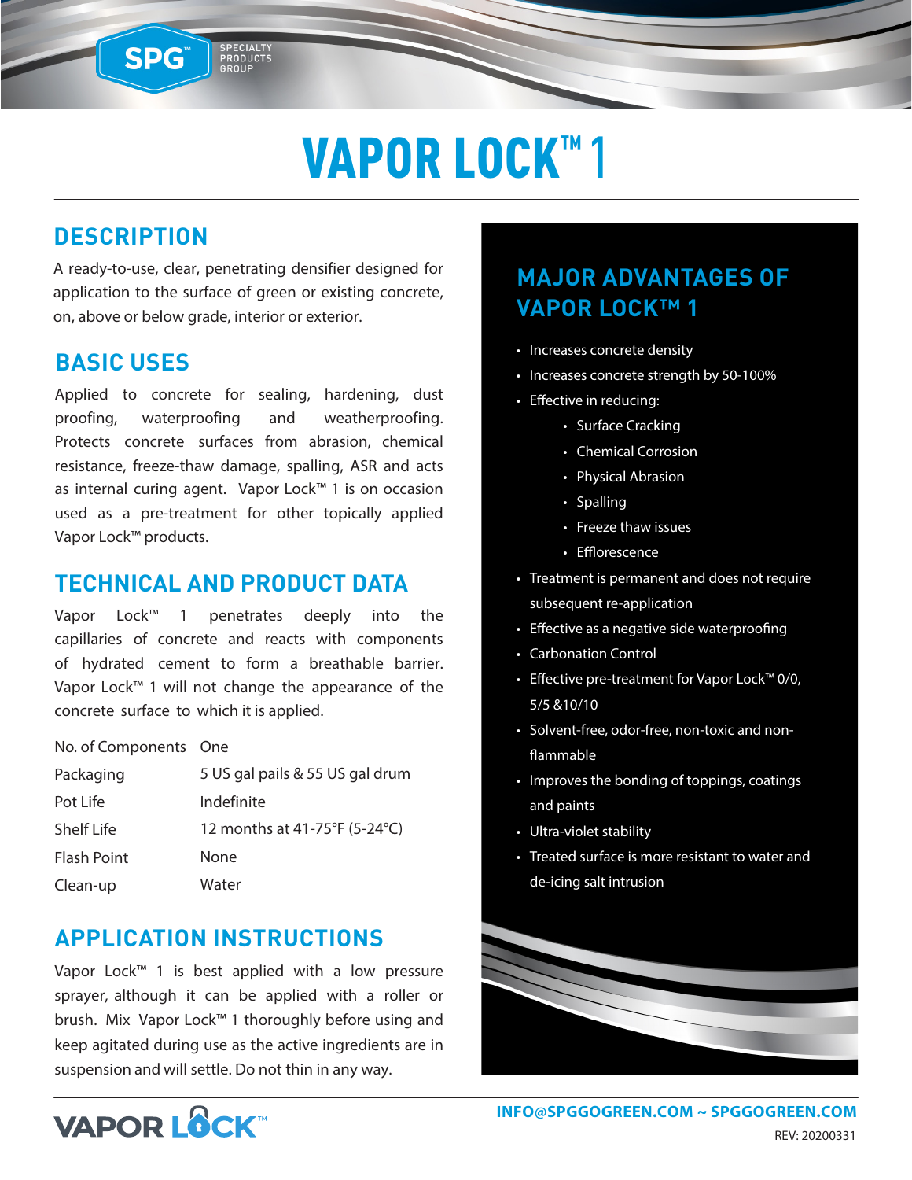# VAPOR LOCK™ 1

## DESCRIPTION

A ready-to-use, clear, penetrating densifier designed for application to the surface of green or existing concrete, on, above or below grade, interior or exterior.

## BASIC USES

Applied to concrete for sealing, hardening, dust proofing, waterproofing and weatherproofing. Protects concrete surfaces from abrasion, chemical resistance, freeze-thaw damage, spalling, ASR and acts as internal curing agent. Vapor Lock™ 1 is on occasion used as a pre-treatment for other topically applied Vapor Lock™ products.

## TECHNICAL AND PRODUCT DATA

Vapor Lock™ 1 penetrates deeply into the capillaries of concrete and reacts with components of hydrated cement to form a breathable barrier. Vapor Lock™ 1 will not change the appearance of the concrete surface to which it is applied.

| | |
|---|---|
| No. of Components | One |
| Packaging | 5 US gal pails & 55 US gal drum |
| Pot Life | Indefinite |
| Shelf Life | 12 months at 41-75°F (5-24°C) |
| Flash Point | None |
| Clean-up | Water |

## APPLICATION INSTRUCTIONS

Vapor Lock™ 1 is best applied with a low pressure sprayer, although it can be applied with a roller or brush. Mix Vapor Lock™ 1 thoroughly before using and keep agitated during use as the active ingredients are in suspension and will settle. Do not thin in any way.

## MAJOR ADVANTAGES OF VAPOR LOCK™ 1

- Increases concrete density
- Increases concrete strength by 50-100%
- Effective in reducing:
  - Surface Cracking
  - Chemical Corrosion
  - Physical Abrasion
  - Spalling
  - Freeze thaw issues
  - Efflorescence
- Treatment is permanent and does not require subsequent re-application
- Effective as a negative side waterproofing
- Carbonation Control
- Effective pre-treatment for Vapor Lock™ 0/0, 5/5 &10/10
- Solvent-free, odor-free, non-toxic and non-flammable
- Improves the bonding of toppings, coatings and paints
- Ultra-violet stability
- Treated surface is more resistant to water and de-icing salt intrusion

INFO@SPGGOGREEN.COM ~ SPGGOGREEN.COM

REV: 20200331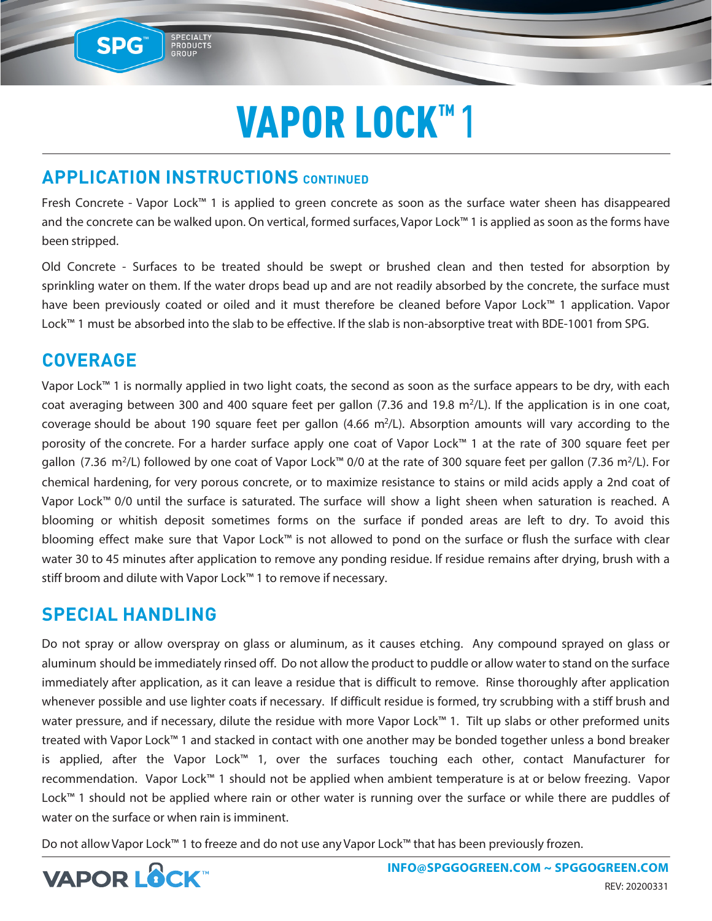# VAPOR LOCK™ 1

## APPLICATION INSTRUCTIONS CONTINUED

Fresh Concrete - Vapor Lock™ 1 is applied to green concrete as soon as the surface water sheen has disappeared and the concrete can be walked upon. On vertical, formed surfaces, Vapor Lock™ 1 is applied as soon as the forms have been stripped.

Old Concrete - Surfaces to be treated should be swept or brushed clean and then tested for absorption by sprinkling water on them. If the water drops bead up and are not readily absorbed by the concrete, the surface must have been previously coated or oiled and it must therefore be cleaned before Vapor Lock™ 1 application. Vapor Lock™ 1 must be absorbed into the slab to be effective. If the slab is non-absorptive treat with BDE-1001 from SPG.

## COVERAGE

Vapor Lock™ 1 is normally applied in two light coats, the second as soon as the surface appears to be dry, with each coat averaging between 300 and 400 square feet per gallon (7.36 and 19.8 $m^2$/L). If the application is in one coat, coverage should be about 190 square feet per gallon (4.66 $m^2$/L). Absorption amounts will vary according to the porosity of the concrete. For a harder surface apply one coat of Vapor Lock™ 1 at the rate of 300 square feet per gallon (7.36 $m^2$/L) followed by one coat of Vapor Lock™ 0/0 at the rate of 300 square feet per gallon (7.36 $m^2$/L). For chemical hardening, for very porous concrete, or to maximize resistance to stains or mild acids apply a 2nd coat of Vapor Lock™ 0/0 until the surface is saturated. The surface will show a light sheen when saturation is reached. A blooming or whitish deposit sometimes forms on the surface if ponded areas are left to dry. To avoid this blooming effect make sure that Vapor Lock™ is not allowed to pond on the surface or flush the surface with clear water 30 to 45 minutes after application to remove any ponding residue. If residue remains after drying, brush with a stiff broom and dilute with Vapor Lock™ 1 to remove if necessary.

## SPECIAL HANDLING

Do not spray or allow overspray on glass or aluminum, as it causes etching. Any compound sprayed on glass or aluminum should be immediately rinsed off. Do not allow the product to puddle or allow water to stand on the surface immediately after application, as it can leave a residue that is difficult to remove. Rinse thoroughly after application whenever possible and use lighter coats if necessary. If difficult residue is formed, try scrubbing with a stiff brush and water pressure, and if necessary, dilute the residue with more Vapor Lock™ 1. Tilt up slabs or other preformed units treated with Vapor Lock™ 1 and stacked in contact with one another may be bonded together unless a bond breaker is applied, after the Vapor Lock™ 1, over the surfaces touching each other, contact Manufacturer for recommendation. Vapor Lock™ 1 should not be applied when ambient temperature is at or below freezing. Vapor Lock™ 1 should not be applied where rain or other water is running over the surface or while there are puddles of water on the surface or when rain is imminent.

Do not allow Vapor Lock™ 1 to freeze and do not use any Vapor Lock™ that has been previously frozen.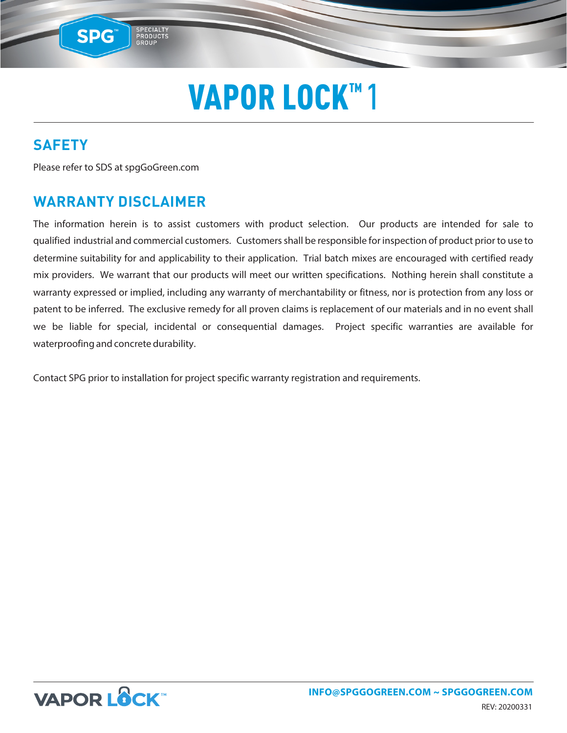# VAPOR LOCK™ 1

## SAFETY

Please refer to SDS at spgGoGreen.com

## WARRANTY DISCLAIMER

The information herein is to assist customers with product selection. Our products are intended for sale to qualified industrial and commercial customers. Customers shall be responsible for inspection of product prior to use to determine suitability for and applicability to their application. Trial batch mixes are encouraged with certified ready mix providers. We warrant that our products will meet our written specifications. Nothing herein shall constitute a warranty expressed or implied, including any warranty of merchantability or fitness, nor is protection from any loss or patent to be inferred. The exclusive remedy for all proven claims is replacement of our materials and in no event shall we be liable for special, incidental or consequential damages. Project specific warranties are available for waterproofing and concrete durability.

Contact SPG prior to installation for project specific warranty registration and requirements.